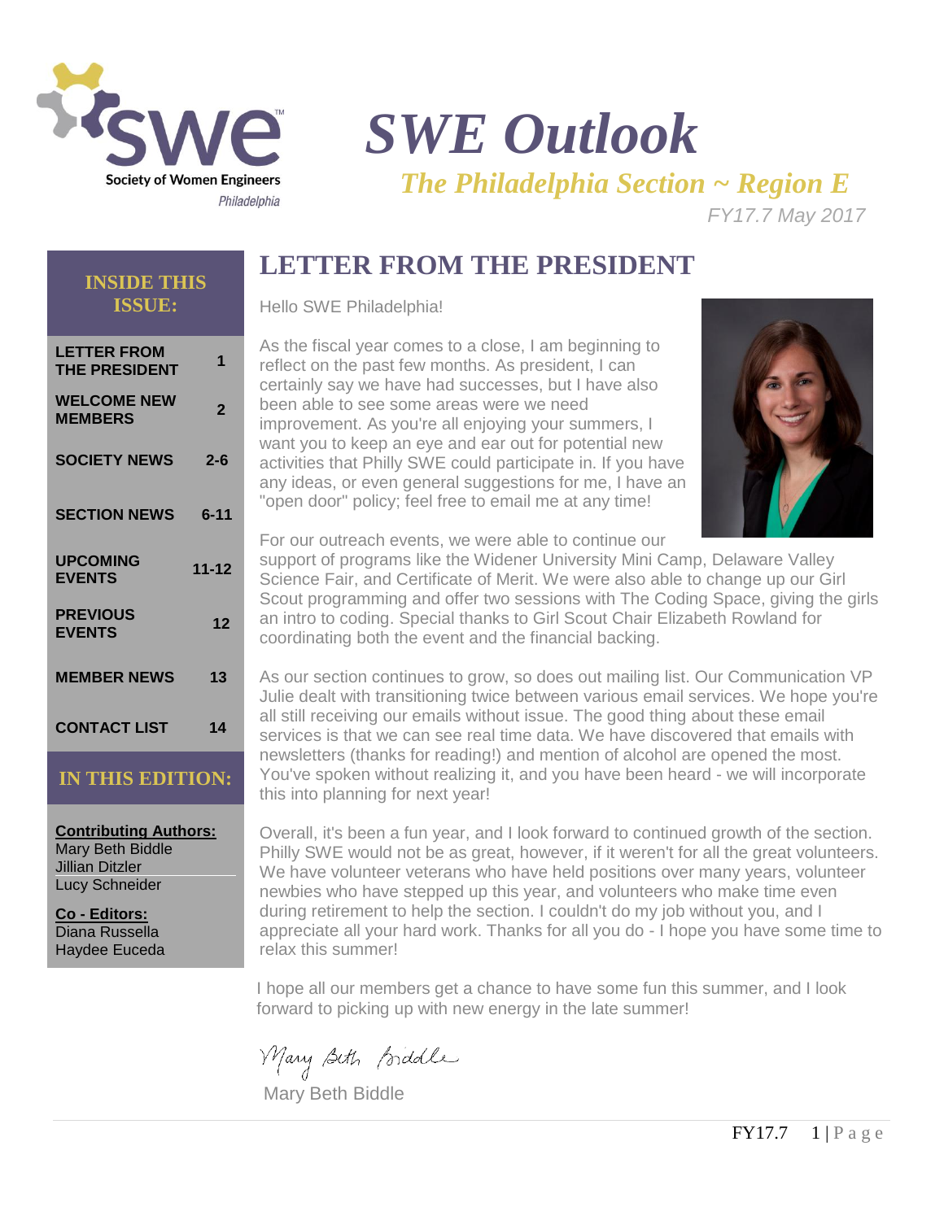Society of Women Engineers
Philadelphia

# SWE Outlook

## *The Philadelphia Section ~ Region E*

*FY17.7 May 2017*

### INSIDE THIS ISSUE:

| | |
|---|---|
| **LETTER FROM THE PRESIDENT** | **1** |
| **WELCOME NEW MEMBERS** | **2** |
| **SOCIETY NEWS** | **2-6** |
| **SECTION NEWS** | **6-11** |
| **UPCOMING EVENTS** | **11-12** |
| **PREVIOUS EVENTS** | **12** |
| **MEMBER NEWS** | **13** |
| **CONTACT LIST** | **14** |

### IN THIS EDITION:

**Contributing Authors:**
Mary Beth Biddle
Jillian Ditzler
Lucy Schneider

**Co - Editors:**
Diana Russella
Haydee Euceda

## LETTER FROM THE PRESIDENT

Hello SWE Philadelphia!

As the fiscal year comes to a close, I am beginning to reflect on the past few months. As president, I can certainly say we have had successes, but I have also been able to see some areas were we need improvement. As you're all enjoying your summers, I want you to keep an eye and ear out for potential new activities that Philly SWE could participate in. If you have any ideas, or even general suggestions for me, I have an "open door" policy; feel free to email me at any time!

For our outreach events, we were able to continue our support of programs like the Widener University Mini Camp, Delaware Valley Science Fair, and Certificate of Merit. We were also able to change up our Girl Scout programming and offer two sessions with The Coding Space, giving the girls an intro to coding. Special thanks to Girl Scout Chair Elizabeth Rowland for coordinating both the event and the financial backing.

As our section continues to grow, so does out mailing list. Our Communication VP Julie dealt with transitioning twice between various email services. We hope you're all still receiving our emails without issue. The good thing about these email services is that we can see real time data. We have discovered that emails with newsletters (thanks for reading!) and mention of alcohol are opened the most. You've spoken without realizing it, and you have been heard - we will incorporate this into planning for next year!

Overall, it's been a fun year, and I look forward to continued growth of the section. Philly SWE would not be as great, however, if it weren't for all the great volunteers. We have volunteer veterans who have held positions over many years, volunteer newbies who have stepped up this year, and volunteers who make time even during retirement to help the section. I couldn't do my job without you, and I appreciate all your hard work. Thanks for all you do - I hope you have some time to relax this summer!

I hope all our members get a chance to have some fun this summer, and I look forward to picking up with new energy in the late summer!

*Mary Beth Biddle*

Mary Beth Biddle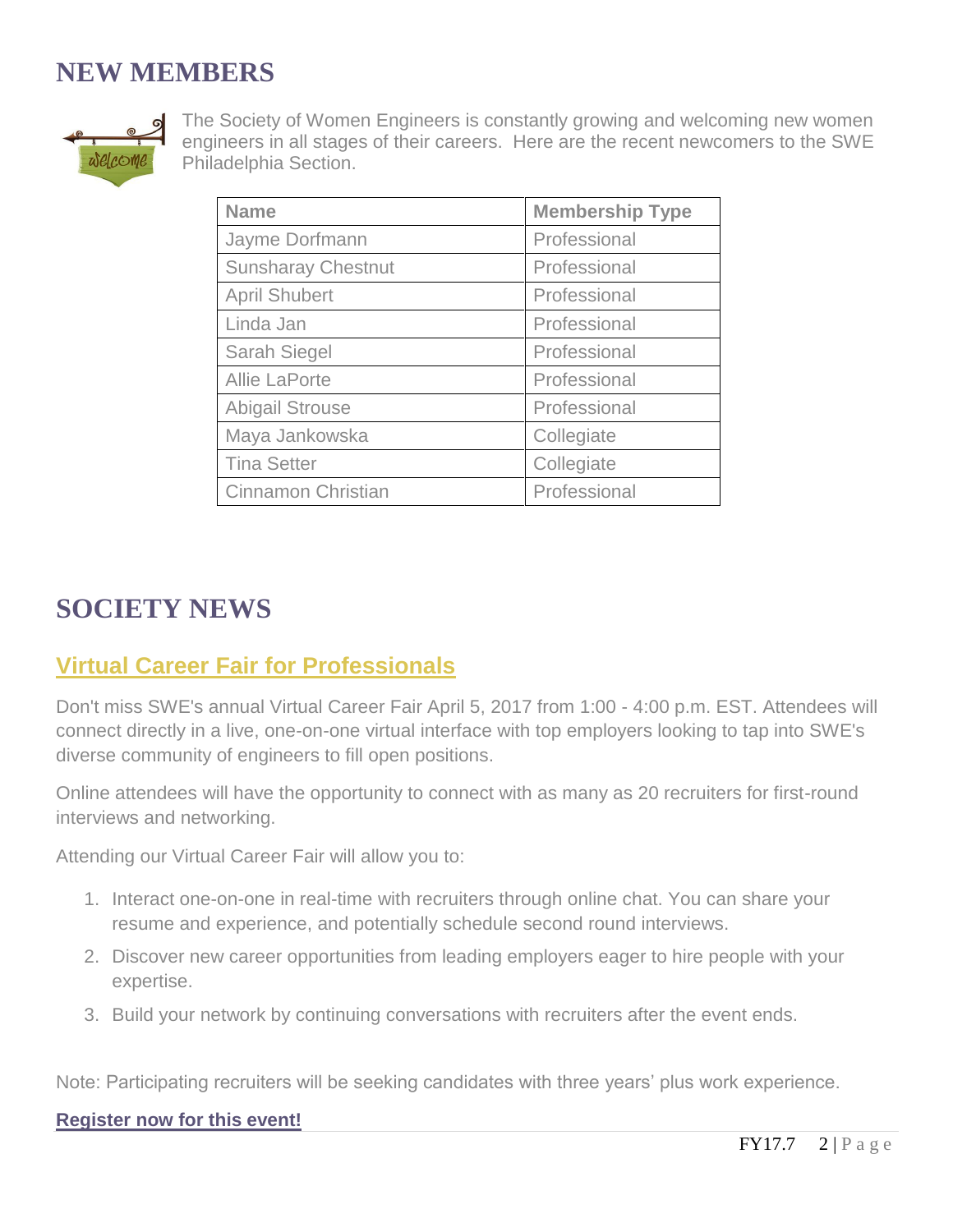# NEW MEMBERS

The Society of Women Engineers is constantly growing and welcoming new women engineers in all stages of their careers. Here are the recent newcomers to the SWE Philadelphia Section.

| Name | Membership Type |
|---|---|
| Jayme Dorfmann | Professional |
| Sunsharay Chestnut | Professional |
| April Shubert | Professional |
| Linda Jan | Professional |
| Sarah Siegel | Professional |
| Allie LaPorte | Professional |
| Abigail Strouse | Professional |
| Maya Jankowska | Collegiate |
| Tina Setter | Collegiate |
| Cinnamon Christian | Professional |

# SOCIETY NEWS

## Virtual Career Fair for Professionals

Don't miss SWE's annual Virtual Career Fair April 5, 2017 from 1:00 - 4:00 p.m. EST. Attendees will connect directly in a live, one-on-one virtual interface with top employers looking to tap into SWE's diverse community of engineers to fill open positions.

Online attendees will have the opportunity to connect with as many as 20 recruiters for first-round interviews and networking.

Attending our Virtual Career Fair will allow you to:

1. Interact one-on-one in real-time with recruiters through online chat. You can share your resume and experience, and potentially schedule second round interviews.
2. Discover new career opportunities from leading employers eager to hire people with your expertise.
3. Build your network by continuing conversations with recruiters after the event ends.

Note: Participating recruiters will be seeking candidates with three years' plus work experience.

**Register now for this event!**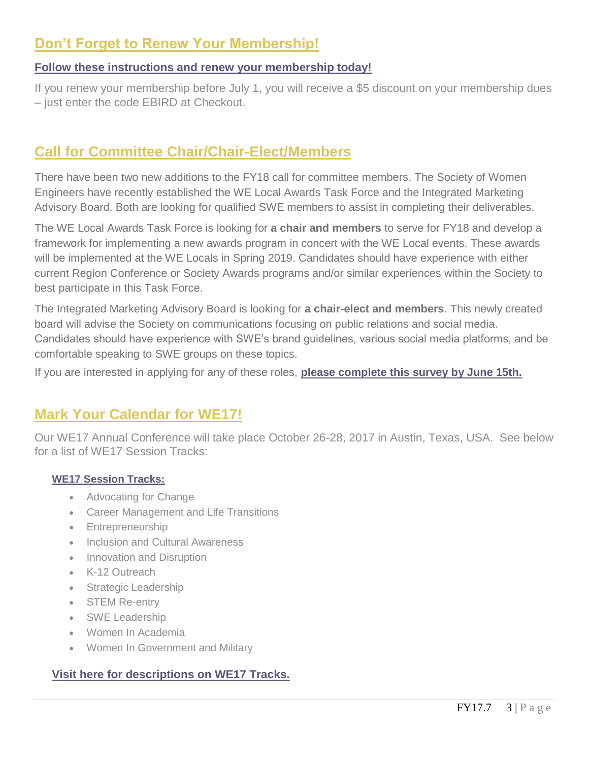## Don't Forget to Renew Your Membership!

### Follow these instructions and renew your membership today!

If you renew your membership before July 1, you will receive a $5 discount on your membership dues – just enter the code EBIRD at Checkout.

## Call for Committee Chair/Chair-Elect/Members

There have been two new additions to the FY18 call for committee members. The Society of Women Engineers have recently established the WE Local Awards Task Force and the Integrated Marketing Advisory Board. Both are looking for qualified SWE members to assist in completing their deliverables.

The WE Local Awards Task Force is looking for **a chair and members** to serve for FY18 and develop a framework for implementing a new awards program in concert with the WE Local events. These awards will be implemented at the WE Locals in Spring 2019. Candidates should have experience with either current Region Conference or Society Awards programs and/or similar experiences within the Society to best participate in this Task Force.

The Integrated Marketing Advisory Board is looking for **a chair-elect and members**. This newly created board will advise the Society on communications focusing on public relations and social media. Candidates should have experience with SWE's brand guidelines, various social media platforms, and be comfortable speaking to SWE groups on these topics.

If you are interested in applying for any of these roles, **please complete this survey by June 15th.**

## Mark Your Calendar for WE17!

Our WE17 Annual Conference will take place October 26-28, 2017 in Austin, Texas, USA. See below for a list of WE17 Session Tracks:

**WE17 Session Tracks:**

- Advocating for Change
- Career Management and Life Transitions
- Entrepreneurship
- Inclusion and Cultural Awareness
- Innovation and Disruption
- K-12 Outreach
- Strategic Leadership
- STEM Re-entry
- SWE Leadership
- Women In Academia
- Women In Government and Military

**Visit here for descriptions on WE17 Tracks.**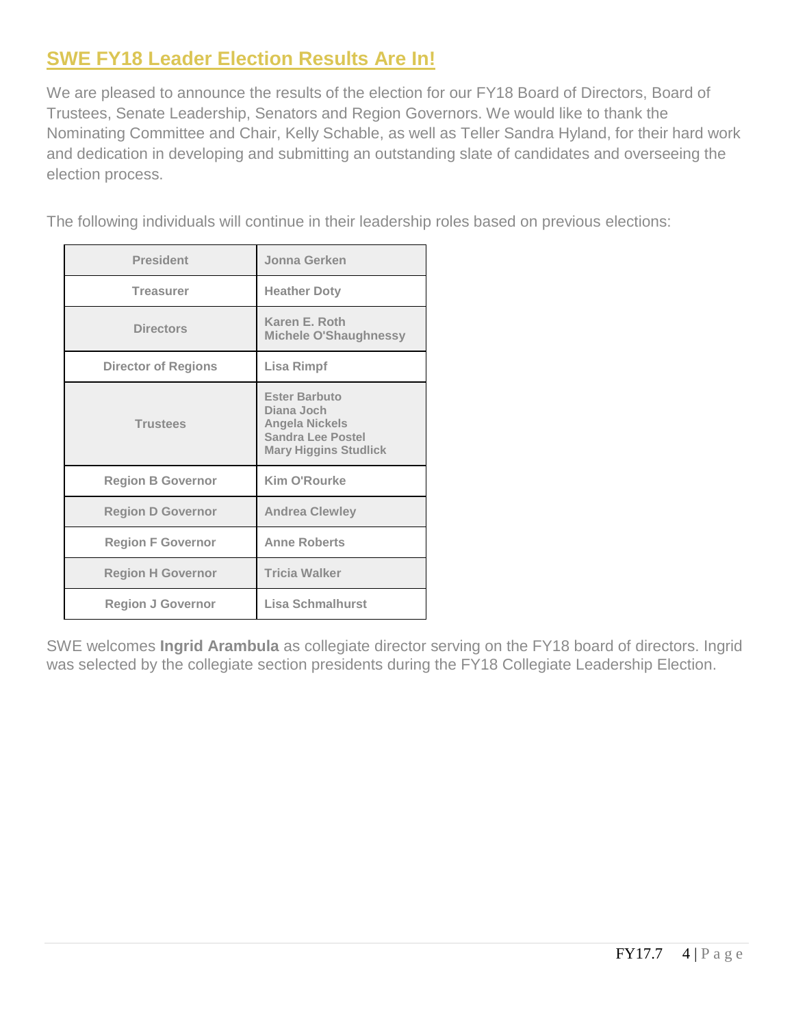## SWE FY18 Leader Election Results Are In!

We are pleased to announce the results of the election for our FY18 Board of Directors, Board of Trustees, Senate Leadership, Senators and Region Governors. We would like to thank the Nominating Committee and Chair, Kelly Schable, as well as Teller Sandra Hyland, for their hard work and dedication in developing and submitting an outstanding slate of candidates and overseeing the election process.

The following individuals will continue in their leadership roles based on previous elections:

| Role | Name |
|---|---|
| President | Jonna Gerken |
| Treasurer | Heather Doty |
| Directors | Karen E. Roth<br>Michele O'Shaughnessy |
| Director of Regions | Lisa Rimpf |
| Trustees | Ester Barbuto<br>Diana Joch<br>Angela Nickels<br>Sandra Lee Postel<br>Mary Higgins Studlick |
| Region B Governor | Kim O'Rourke |
| Region D Governor | Andrea Clewley |
| Region F Governor | Anne Roberts |
| Region H Governor | Tricia Walker |
| Region J Governor | Lisa Schmalhurst |

SWE welcomes **Ingrid Arambula** as collegiate director serving on the FY18 board of directors. Ingrid was selected by the collegiate section presidents during the FY18 Collegiate Leadership Election.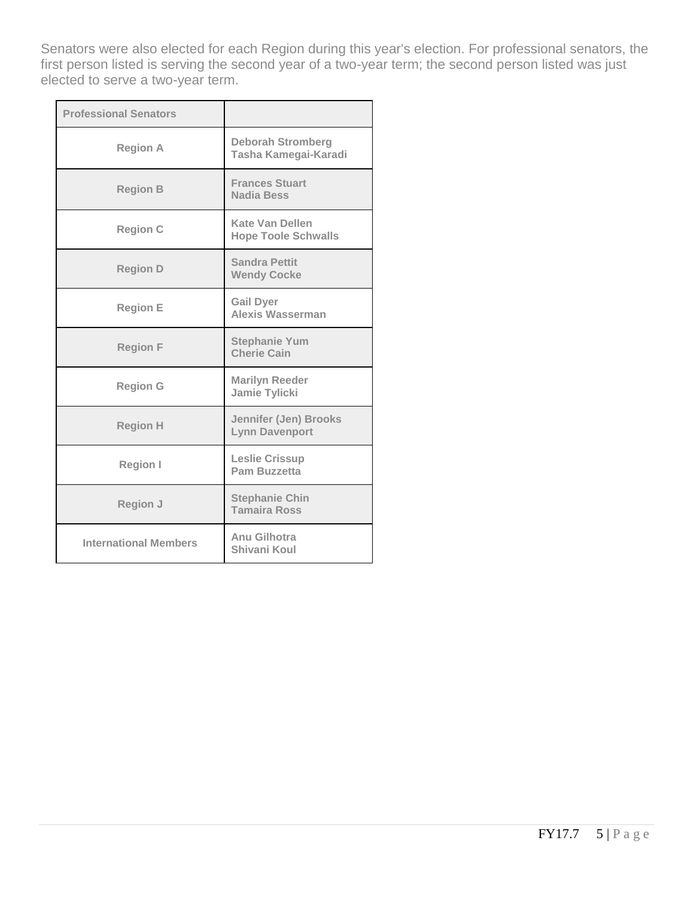Senators were also elected for each Region during this year's election. For professional senators, the first person listed is serving the second year of a two-year term; the second person listed was just elected to serve a two-year term.

| Professional Senators | |
|---|---|
| Region A | Deborah Stromberg<br>Tasha Kamegai-Karadi |
| Region B | Frances Stuart<br>Nadia Bess |
| Region C | Kate Van Dellen<br>Hope Toole Schwalls |
| Region D | Sandra Pettit<br>Wendy Cocke |
| Region E | Gail Dyer<br>Alexis Wasserman |
| Region F | Stephanie Yum<br>Cherie Cain |
| Region G | Marilyn Reeder<br>Jamie Tylicki |
| Region H | Jennifer (Jen) Brooks<br>Lynn Davenport |
| Region I | Leslie Crissup<br>Pam Buzzetta |
| Region J | Stephanie Chin<br>Tamaira Ross |
| International Members | Anu Gilhotra<br>Shivani Koul |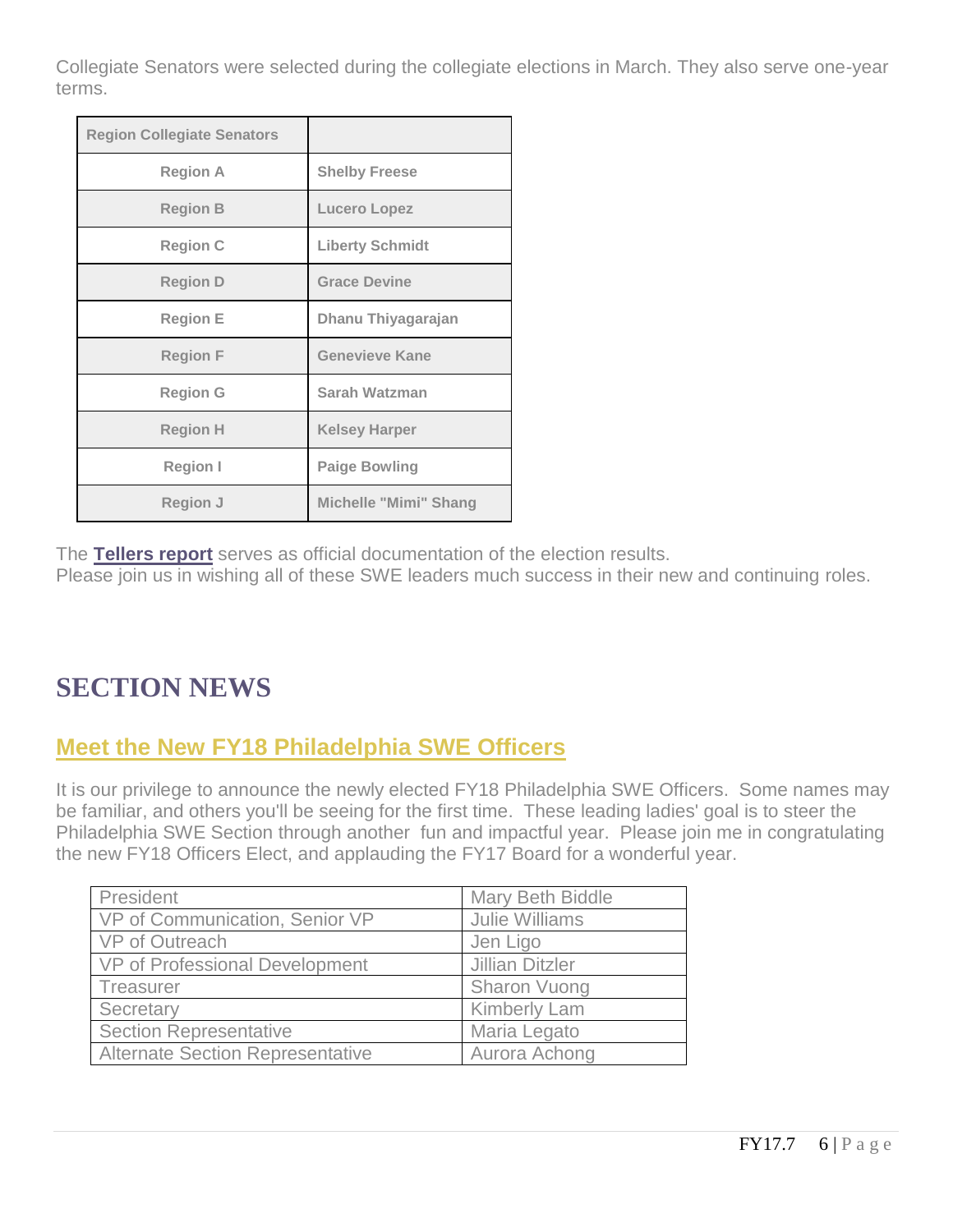Collegiate Senators were selected during the collegiate elections in March. They also serve one-year terms.

| Region Collegiate Senators | |
|---|---|
| Region A | Shelby Freese |
| Region B | Lucero Lopez |
| Region C | Liberty Schmidt |
| Region D | Grace Devine |
| Region E | Dhanu Thiyagarajan |
| Region F | Genevieve Kane |
| Region G | Sarah Watzman |
| Region H | Kelsey Harper |
| Region I | Paige Bowling |
| Region J | Michelle "Mimi" Shang |

The **Tellers report** serves as official documentation of the election results.
Please join us in wishing all of these SWE leaders much success in their new and continuing roles.

# SECTION NEWS

## Meet the New FY18 Philadelphia SWE Officers

It is our privilege to announce the newly elected FY18 Philadelphia SWE Officers. Some names may be familiar, and others you'll be seeing for the first time. These leading ladies' goal is to steer the Philadelphia SWE Section through another fun and impactful year. Please join me in congratulating the new FY18 Officers Elect, and applauding the FY17 Board for a wonderful year.

| Position | Name |
|---|---|
| President | Mary Beth Biddle |
| VP of Communication, Senior VP | Julie Williams |
| VP of Outreach | Jen Ligo |
| VP of Professional Development | Jillian Ditzler |
| Treasurer | Sharon Vuong |
| Secretary | Kimberly Lam |
| Section Representative | Maria Legato |
| Alternate Section Representative | Aurora Achong |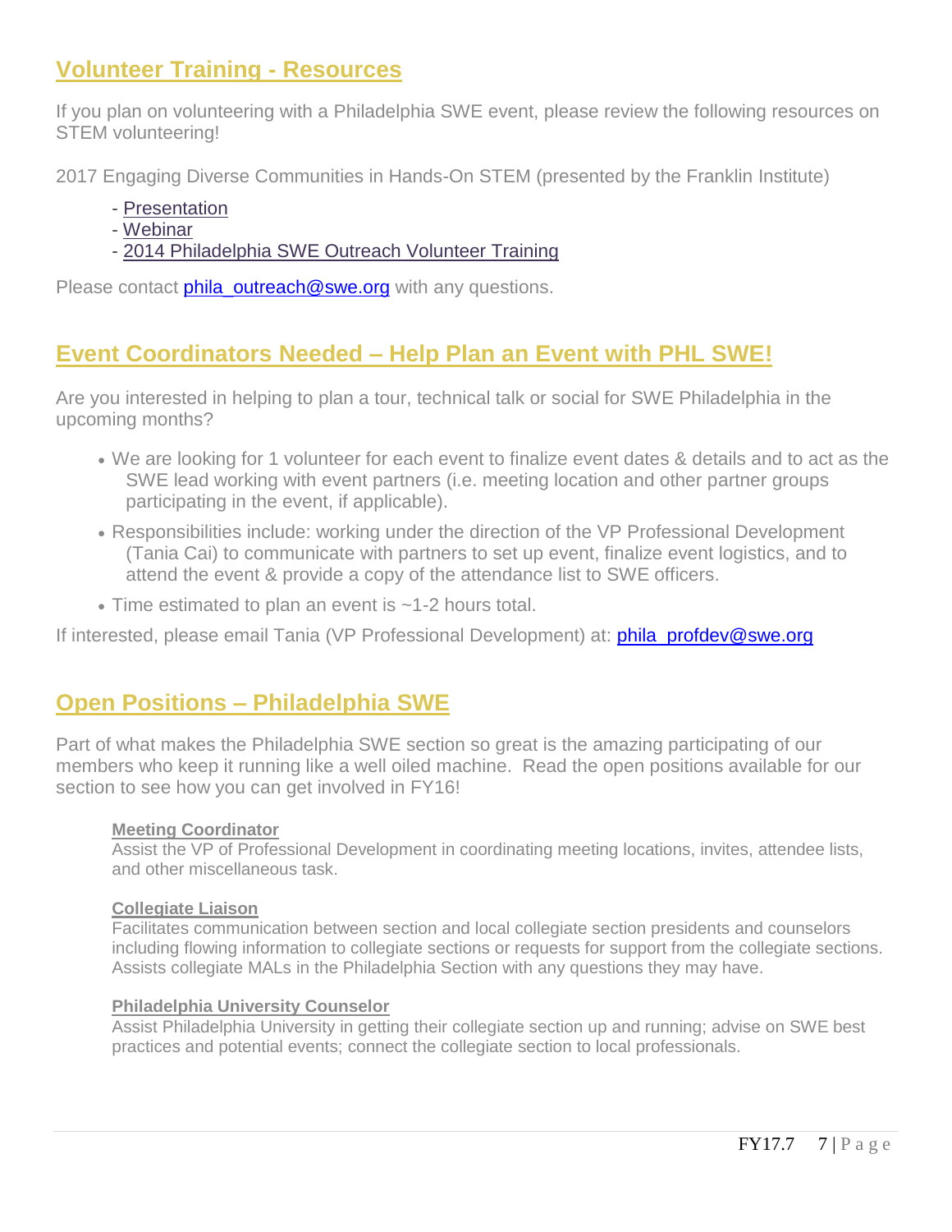## Volunteer Training - Resources

If you plan on volunteering with a Philadelphia SWE event, please review the following resources on STEM volunteering!

2017 Engaging Diverse Communities in Hands-On STEM (presented by the Franklin Institute)

- Presentation
- Webinar
- 2014 Philadelphia SWE Outreach Volunteer Training

Please contact phila_outreach@swe.org with any questions.

## Event Coordinators Needed – Help Plan an Event with PHL SWE!

Are you interested in helping to plan a tour, technical talk or social for SWE Philadelphia in the upcoming months?

- We are looking for 1 volunteer for each event to finalize event dates & details and to act as the SWE lead working with event partners (i.e. meeting location and other partner groups participating in the event, if applicable).
- Responsibilities include: working under the direction of the VP Professional Development (Tania Cai) to communicate with partners to set up event, finalize event logistics, and to attend the event & provide a copy of the attendance list to SWE officers.
- Time estimated to plan an event is ~1-2 hours total.

If interested, please email Tania (VP Professional Development) at: phila_profdev@swe.org

## Open Positions – Philadelphia SWE

Part of what makes the Philadelphia SWE section so great is the amazing participating of our members who keep it running like a well oiled machine. Read the open positions available for our section to see how you can get involved in FY16!

**Meeting Coordinator**
Assist the VP of Professional Development in coordinating meeting locations, invites, attendee lists, and other miscellaneous task.

**Collegiate Liaison**
Facilitates communication between section and local collegiate section presidents and counselors including flowing information to collegiate sections or requests for support from the collegiate sections. Assists collegiate MALs in the Philadelphia Section with any questions they may have.

**Philadelphia University Counselor**
Assist Philadelphia University in getting their collegiate section up and running; advise on SWE best practices and potential events; connect the collegiate section to local professionals.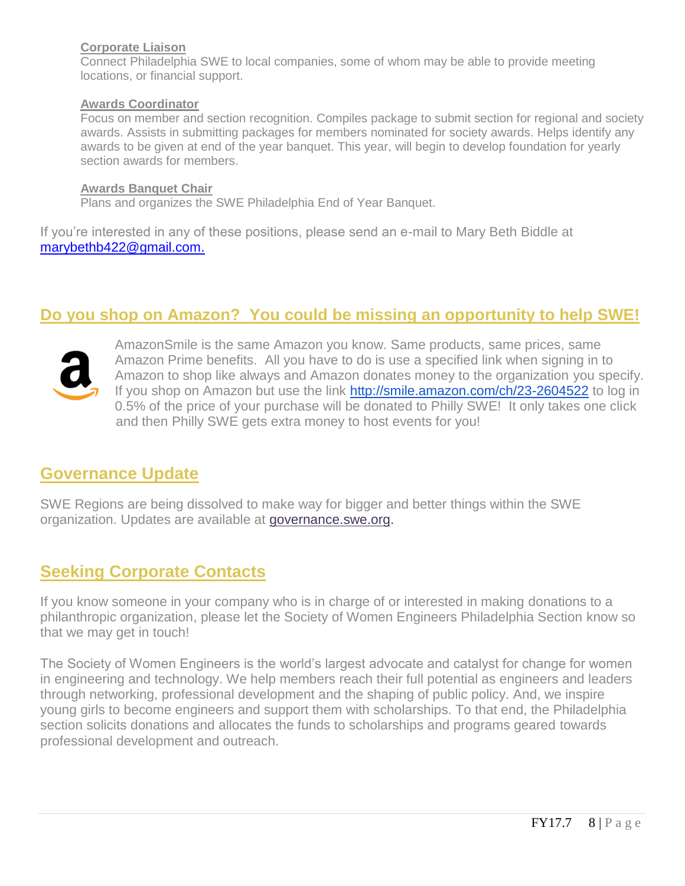**Corporate Liaison**
Connect Philadelphia SWE to local companies, some of whom may be able to provide meeting locations, or financial support.

**Awards Coordinator**
Focus on member and section recognition. Compiles package to submit section for regional and society awards. Assists in submitting packages for members nominated for society awards. Helps identify any awards to be given at end of the year banquet. This year, will begin to develop foundation for yearly section awards for members.

**Awards Banquet Chair**
Plans and organizes the SWE Philadelphia End of Year Banquet.

If you're interested in any of these positions, please send an e-mail to Mary Beth Biddle at marybethb422@gmail.com.

## Do you shop on Amazon? You could be missing an opportunity to help SWE!

AmazonSmile is the same Amazon you know. Same products, same prices, same Amazon Prime benefits. All you have to do is use a specified link when signing in to Amazon to shop like always and Amazon donates money to the organization you specify. If you shop on Amazon but use the link http://smile.amazon.com/ch/23-2604522 to log in 0.5% of the price of your purchase will be donated to Philly SWE! It only takes one click and then Philly SWE gets extra money to host events for you!

## Governance Update

SWE Regions are being dissolved to make way for bigger and better things within the SWE organization. Updates are available at governance.swe.org.

## Seeking Corporate Contacts

If you know someone in your company who is in charge of or interested in making donations to a philanthropic organization, please let the Society of Women Engineers Philadelphia Section know so that we may get in touch!

The Society of Women Engineers is the world's largest advocate and catalyst for change for women in engineering and technology. We help members reach their full potential as engineers and leaders through networking, professional development and the shaping of public policy. And, we inspire young girls to become engineers and support them with scholarships. To that end, the Philadelphia section solicits donations and allocates the funds to scholarships and programs geared towards professional development and outreach.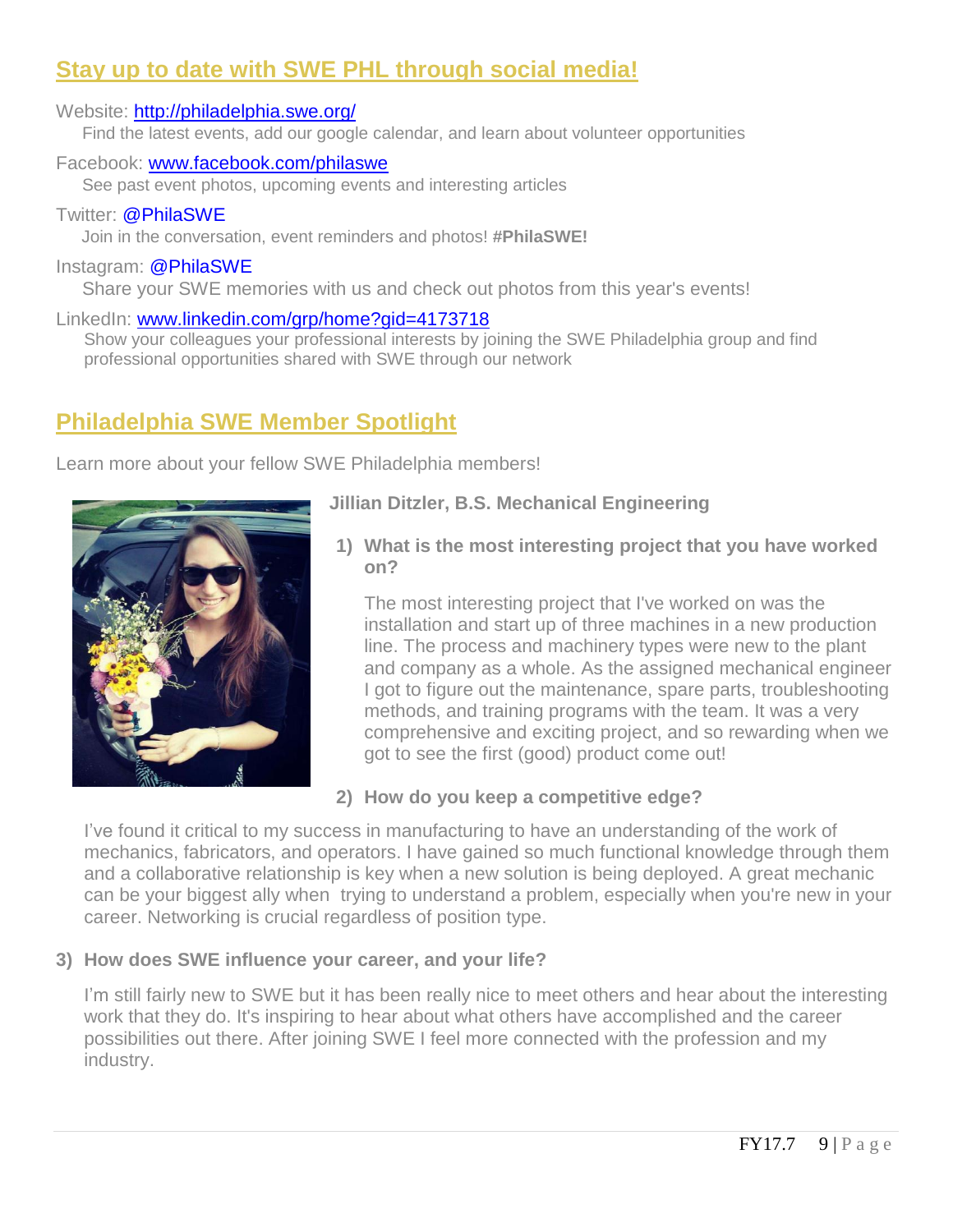## Stay up to date with SWE PHL through social media!

Website: http://philadelphia.swe.org/
Find the latest events, add our google calendar, and learn about volunteer opportunities

Facebook: www.facebook.com/philaswe
See past event photos, upcoming events and interesting articles

Twitter: @PhilaSWE
Join in the conversation, event reminders and photos! **#PhilaSWE!**

Instagram: @PhilaSWE
Share your SWE memories with us and check out photos from this year's events!

LinkedIn: www.linkedin.com/grp/home?gid=4173718
Show your colleagues your professional interests by joining the SWE Philadelphia group and find professional opportunities shared with SWE through our network

## Philadelphia SWE Member Spotlight

Learn more about your fellow SWE Philadelphia members!

**Jillian Ditzler, B.S. Mechanical Engineering**

1) **What is the most interesting project that you have worked on?**

   The most interesting project that I've worked on was the installation and start up of three machines in a new production line. The process and machinery types were new to the plant and company as a whole. As the assigned mechanical engineer I got to figure out the maintenance, spare parts, troubleshooting methods, and training programs with the team. It was a very comprehensive and exciting project, and so rewarding when we got to see the first (good) product come out!

2) **How do you keep a competitive edge?**

   I've found it critical to my success in manufacturing to have an understanding of the work of mechanics, fabricators, and operators. I have gained so much functional knowledge through them and a collaborative relationship is key when a new solution is being deployed. A great mechanic can be your biggest ally when trying to understand a problem, especially when you're new in your career. Networking is crucial regardless of position type.

3) **How does SWE influence your career, and your life?**

   I'm still fairly new to SWE but it has been really nice to meet others and hear about the interesting work that they do. It's inspiring to hear about what others have accomplished and the career possibilities out there. After joining SWE I feel more connected with the profession and my industry.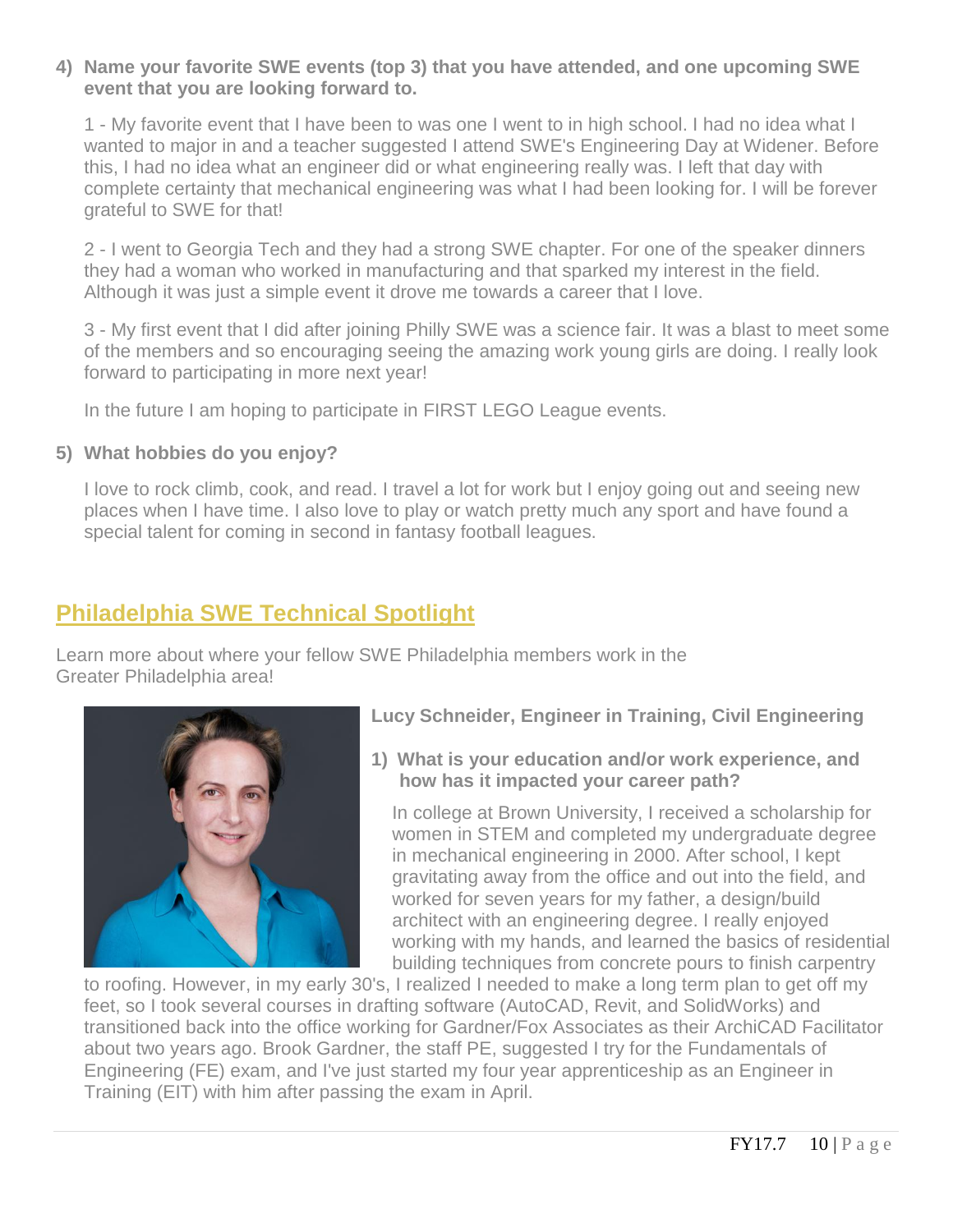**4) Name your favorite SWE events (top 3) that you have attended, and one upcoming SWE event that you are looking forward to.**

1 - My favorite event that I have been to was one I went to in high school. I had no idea what I wanted to major in and a teacher suggested I attend SWE's Engineering Day at Widener. Before this, I had no idea what an engineer did or what engineering really was. I left that day with complete certainty that mechanical engineering was what I had been looking for. I will be forever grateful to SWE for that!

2 - I went to Georgia Tech and they had a strong SWE chapter. For one of the speaker dinners they had a woman who worked in manufacturing and that sparked my interest in the field. Although it was just a simple event it drove me towards a career that I love.

3 - My first event that I did after joining Philly SWE was a science fair. It was a blast to meet some of the members and so encouraging seeing the amazing work young girls are doing. I really look forward to participating in more next year!

In the future I am hoping to participate in FIRST LEGO League events.

**5) What hobbies do you enjoy?**

I love to rock climb, cook, and read. I travel a lot for work but I enjoy going out and seeing new places when I have time. I also love to play or watch pretty much any sport and have found a special talent for coming in second in fantasy football leagues.

## Philadelphia SWE Technical Spotlight

Learn more about where your fellow SWE Philadelphia members work in the Greater Philadelphia area!

**Lucy Schneider, Engineer in Training, Civil Engineering**

**1) What is your education and/or work experience, and how has it impacted your career path?**

In college at Brown University, I received a scholarship for women in STEM and completed my undergraduate degree in mechanical engineering in 2000. After school, I kept gravitating away from the office and out into the field, and worked for seven years for my father, a design/build architect with an engineering degree. I really enjoyed working with my hands, and learned the basics of residential building techniques from concrete pours to finish carpentry to roofing. However, in my early 30's, I realized I needed to make a long term plan to get off my feet, so I took several courses in drafting software (AutoCAD, Revit, and SolidWorks) and transitioned back into the office working for Gardner/Fox Associates as their ArchiCAD Facilitator about two years ago. Brook Gardner, the staff PE, suggested I try for the Fundamentals of Engineering (FE) exam, and I've just started my four year apprenticeship as an Engineer in Training (EIT) with him after passing the exam in April.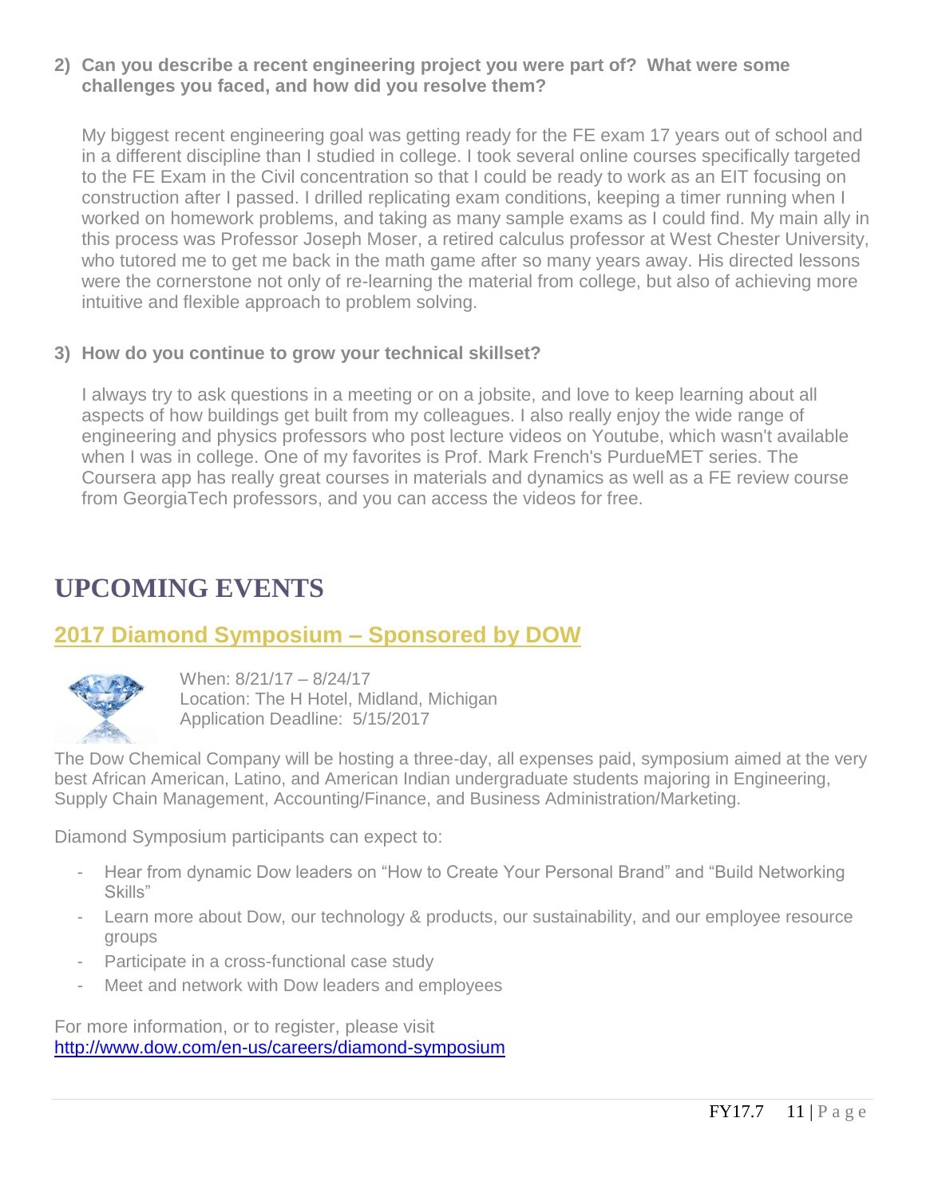**2) Can you describe a recent engineering project you were part of? What were some challenges you faced, and how did you resolve them?**

My biggest recent engineering goal was getting ready for the FE exam 17 years out of school and in a different discipline than I studied in college. I took several online courses specifically targeted to the FE Exam in the Civil concentration so that I could be ready to work as an EIT focusing on construction after I passed. I drilled replicating exam conditions, keeping a timer running when I worked on homework problems, and taking as many sample exams as I could find. My main ally in this process was Professor Joseph Moser, a retired calculus professor at West Chester University, who tutored me to get me back in the math game after so many years away. His directed lessons were the cornerstone not only of re-learning the material from college, but also of achieving more intuitive and flexible approach to problem solving.

**3) How do you continue to grow your technical skillset?**

I always try to ask questions in a meeting or on a jobsite, and love to keep learning about all aspects of how buildings get built from my colleagues. I also really enjoy the wide range of engineering and physics professors who post lecture videos on Youtube, which wasn't available when I was in college. One of my favorites is Prof. Mark French's PurdueMET series. The Coursera app has really great courses in materials and dynamics as well as a FE review course from GeorgiaTech professors, and you can access the videos for free.

# UPCOMING EVENTS

## 2017 Diamond Symposium – Sponsored by DOW

When: 8/21/17 – 8/24/17
Location: The H Hotel, Midland, Michigan
Application Deadline: 5/15/2017

The Dow Chemical Company will be hosting a three-day, all expenses paid, symposium aimed at the very best African American, Latino, and American Indian undergraduate students majoring in Engineering, Supply Chain Management, Accounting/Finance, and Business Administration/Marketing.

Diamond Symposium participants can expect to:

- Hear from dynamic Dow leaders on "How to Create Your Personal Brand" and "Build Networking Skills"
- Learn more about Dow, our technology & products, our sustainability, and our employee resource groups
- Participate in a cross-functional case study
- Meet and network with Dow leaders and employees

For more information, or to register, please visit
http://www.dow.com/en-us/careers/diamond-symposium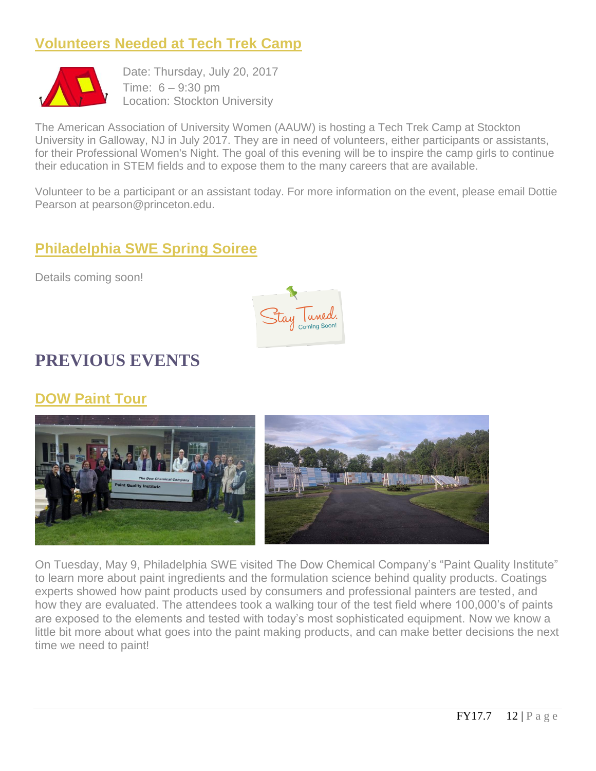## Volunteers Needed at Tech Trek Camp

Date: Thursday, July 20, 2017
Time: 6 – 9:30 pm
Location: Stockton University

The American Association of University Women (AAUW) is hosting a Tech Trek Camp at Stockton University in Galloway, NJ in July 2017. They are in need of volunteers, either participants or assistants, for their Professional Women's Night. The goal of this evening will be to inspire the camp girls to continue their education in STEM fields and to expose them to the many careers that are available.

Volunteer to be a participant or an assistant today. For more information on the event, please email Dottie Pearson at pearson@princeton.edu.

## Philadelphia SWE Spring Soiree

Details coming soon!

# PREVIOUS EVENTS

## DOW Paint Tour

On Tuesday, May 9, Philadelphia SWE visited The Dow Chemical Company's "Paint Quality Institute" to learn more about paint ingredients and the formulation science behind quality products. Coatings experts showed how paint products used by consumers and professional painters are tested, and how they are evaluated. The attendees took a walking tour of the test field where 100,000's of paints are exposed to the elements and tested with today's most sophisticated equipment. Now we know a little bit more about what goes into the paint making products, and can make better decisions the next time we need to paint!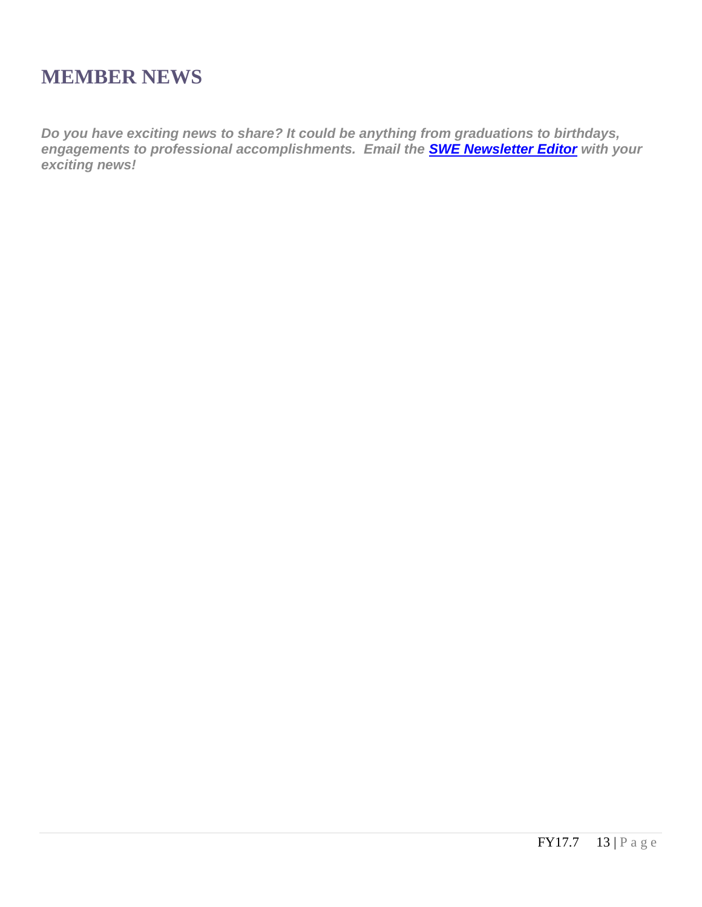# MEMBER NEWS

***Do you have exciting news to share? It could be anything from graduations to birthdays, engagements to professional accomplishments. Email the SWE Newsletter Editor with your exciting news!***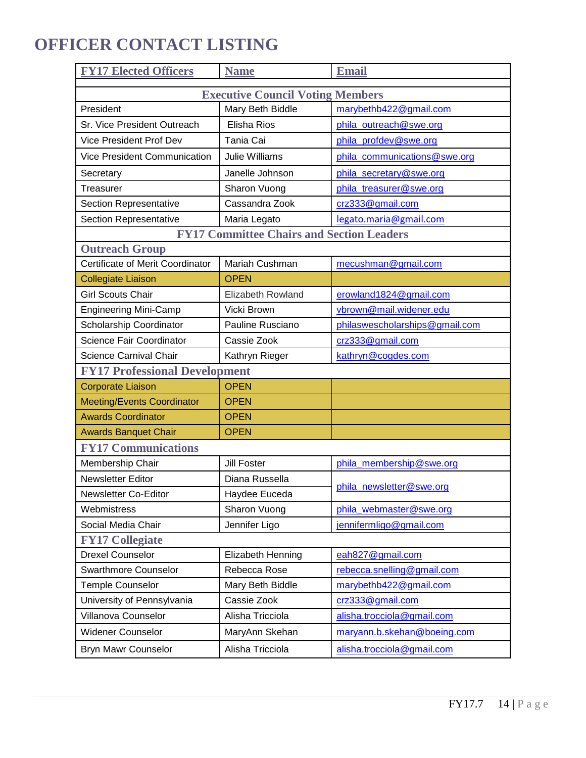# OFFICER CONTACT LISTING

| FY17 Elected Officers | Name | Email |
|---|---|---|
| **Executive Council Voting Members** | | |
| President | Mary Beth Biddle | marybethb422@gmail.com |
| Sr. Vice President Outreach | Elisha Rios | phila_outreach@swe.org |
| Vice President Prof Dev | Tania Cai | phila_profdev@swe.org |
| Vice President Communication | Julie Williams | phila_communications@swe.org |
| Secretary | Janelle Johnson | phila_secretary@swe.org |
| Treasurer | Sharon Vuong | phila_treasurer@swe.org |
| Section Representative | Cassandra Zook | crz333@gmail.com |
| Section Representative | Maria Legato | legato.maria@gmail.com |
| **FY17 Committee Chairs and Section Leaders** | | |
| **Outreach Group** | | |
| Certificate of Merit Coordinator | Mariah Cushman | mecushman@gmail.com |
| Collegiate Liaison | OPEN | |
| Girl Scouts Chair | Elizabeth Rowland | erowland1824@gmail.com |
| Engineering Mini-Camp | Vicki Brown | vbrown@mail.widener.edu |
| Scholarship Coordinator | Pauline Rusciano | philaswescholarships@gmail.com |
| Science Fair Coordinator | Cassie Zook | crz333@gmail.com |
| Science Carnival Chair | Kathryn Rieger | kathryn@cogdes.com |
| **FY17 Professional Development** | | |
| Corporate Liaison | OPEN | |
| Meeting/Events Coordinator | OPEN | |
| Awards Coordinator | OPEN | |
| Awards Banquet Chair | OPEN | |
| **FY17 Communications** | | |
| Membership Chair | Jill Foster | phila_membership@swe.org |
| Newsletter Editor | Diana Russella | phila_newsletter@swe.org |
| Newsletter Co-Editor | Haydee Euceda | phila_newsletter@swe.org |
| Webmistress | Sharon Vuong | phila_webmaster@swe.org |
| Social Media Chair | Jennifer Ligo | jennifermligo@gmail.com |
| **FY17 Collegiate** | | |
| Drexel Counselor | Elizabeth Henning | eah827@gmail.com |
| Swarthmore Counselor | Rebecca Rose | rebecca.snelling@gmail.com |
| Temple Counselor | Mary Beth Biddle | marybethb422@gmail.com |
| University of Pennsylvania | Cassie Zook | crz333@gmail.com |
| Villanova Counselor | Alisha Tricciola | alisha.tricciola@gmail.com |
| Widener Counselor | MaryAnn Skehan | maryann.b.skehan@boeing.com |
| Bryn Mawr Counselor | Alisha Tricciola | alisha.tricciola@gmail.com |

FY17.7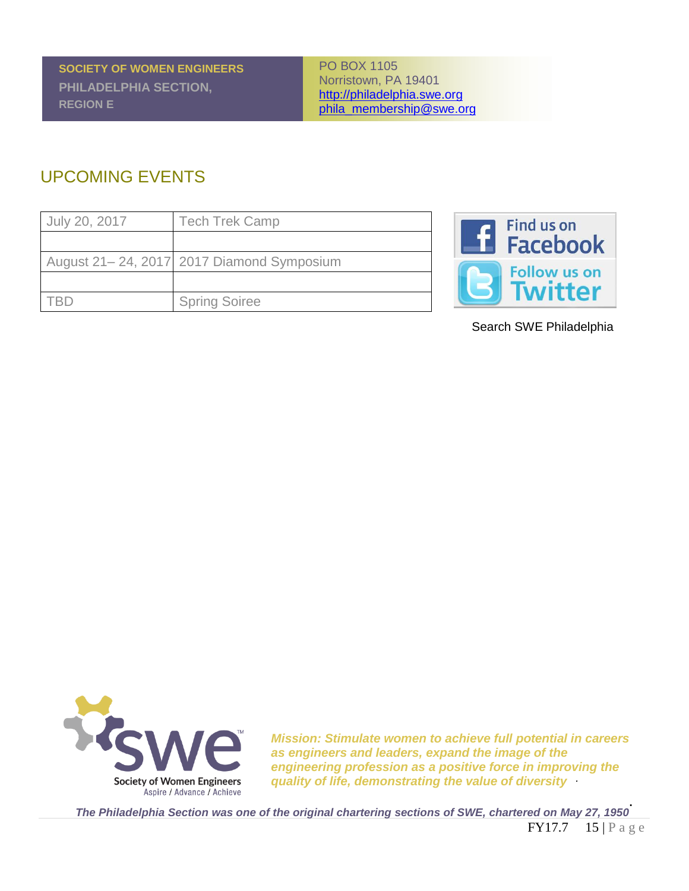**SOCIETY OF WOMEN ENGINEERS**
**PHILADELPHIA SECTION,**
**REGION E**

PO BOX 1105
Norristown, PA 19401
http://philadelphia.swe.org
phila_membership@swe.org

## UPCOMING EVENTS

| | |
|---|---|
| July 20, 2017 | Tech Trek Camp |
| | |
| August 21– 24, 2017 | 2017 Diamond Symposium |
| | |
| TBD | Spring Soiree |

Find us on Facebook
Follow us on Twitter

Search SWE Philadelphia

Society of Women Engineers
Aspire / Advance / Achieve

***Mission: Stimulate women to achieve full potential in careers as engineers and leaders, expand the image of the engineering profession as a positive force in improving the quality of life, demonstrating the value of diversity***

***The Philadelphia Section was one of the original chartering sections of SWE, chartered on May 27, 1950***

FY17.7